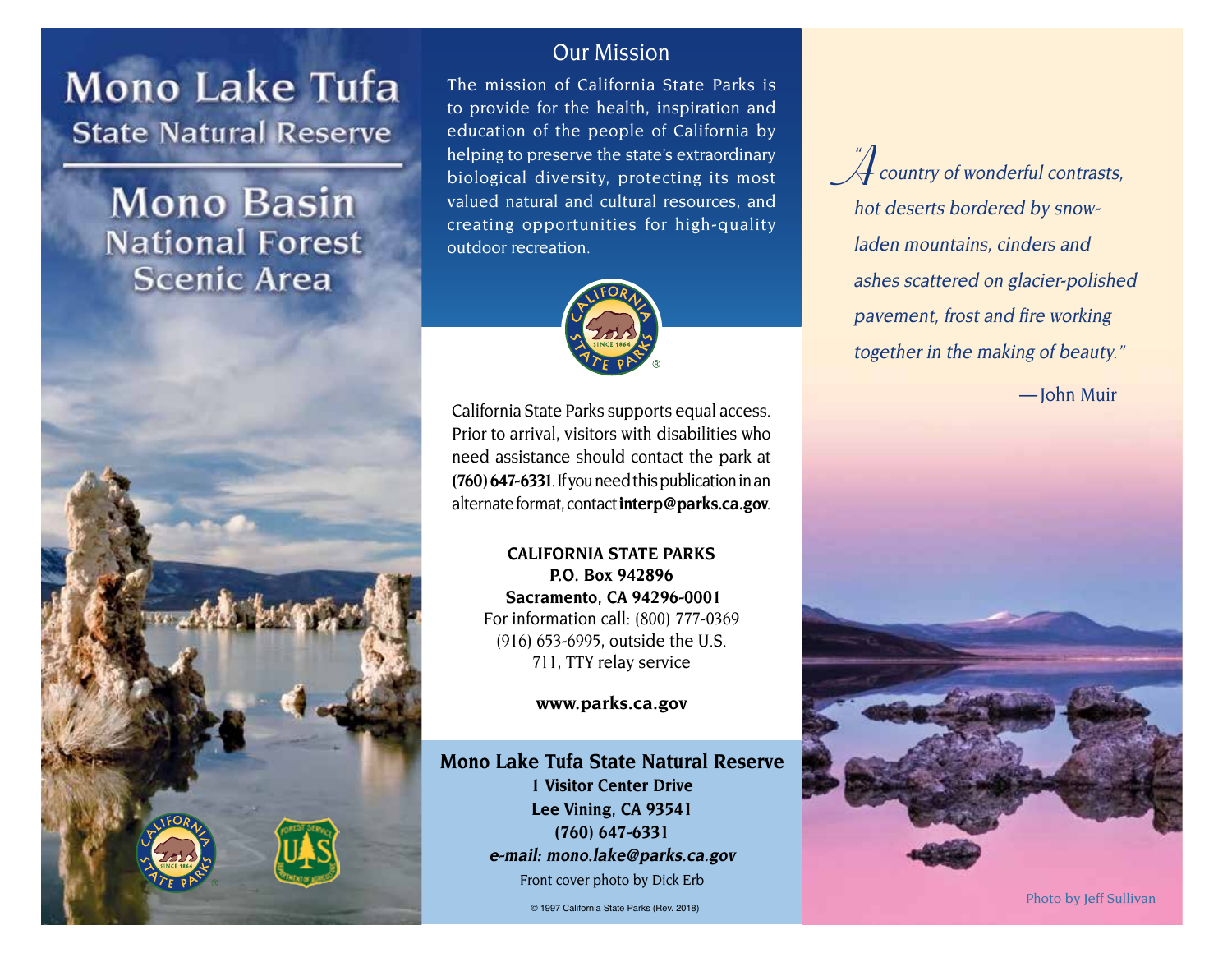# Mono Lake Tufa

## State Natural Reserve

# Mono Basin

## National Forest Scenic Area

## Our Mission

The mission of California State Parks is to provide for the health, inspiration and education of the people of California by helping to preserve the state's extraordinary biological diversity, protecting its most valued natural and cultural resources, and creating opportunities for high-quality outdoor recreation.

California State Parks supports equal access. Prior to arrival, visitors with disabilities who need assistance should contact the park at **(760) 647-6331**. If you need this publication in an alternate format, contact **interp@parks.ca.gov**.

**CALIFORNIA STATE PARKS**
**P.O. Box 942896**
**Sacramento, CA 94296-0001**
For information call: (800) 777-0369
(916) 653-6995, outside the U.S.
711, TTY relay service

**www.parks.ca.gov**

**Mono Lake Tufa State Natural Reserve**
**1 Visitor Center Drive**
**Lee Vining, CA 93541**
**(760) 647-6331**
***e-mail: mono.lake@parks.ca.gov***

Front cover photo by Dick Erb

© 1997 California State Parks (Rev. 2018)

*"A country of wonderful contrasts, hot deserts bordered by snow-laden mountains, cinders and ashes scattered on glacier-polished pavement, frost and fire working together in the making of beauty."*

—John Muir

Photo by Jeff Sullivan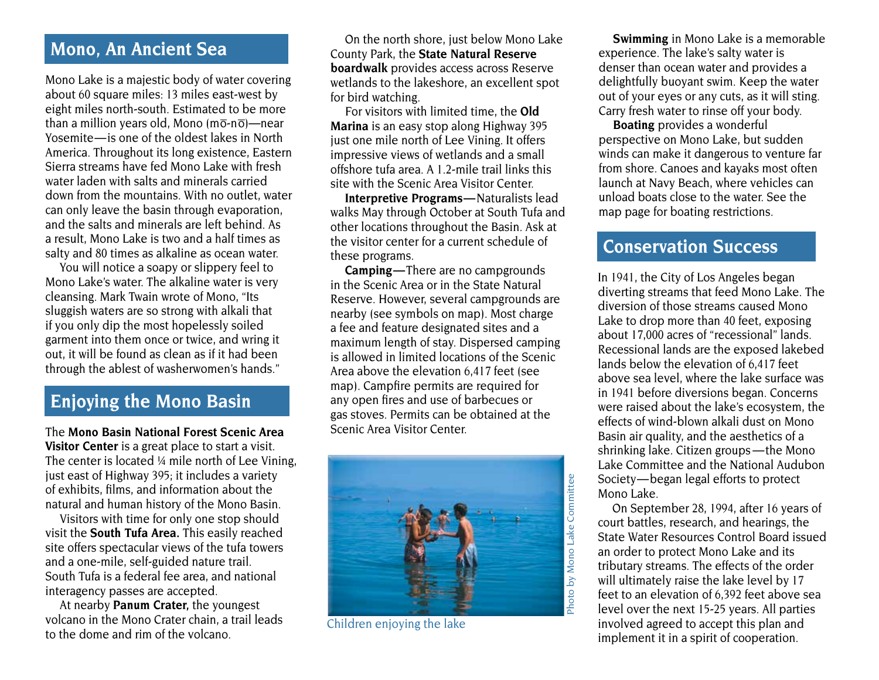## Mono, An Ancient Sea

Mono Lake is a majestic body of water covering about 60 square miles: 13 miles east-west by eight miles north-south. Estimated to be more than a million years old, Mono (mō-nō)—near Yosemite—is one of the oldest lakes in North America. Throughout its long existence, Eastern Sierra streams have fed Mono Lake with fresh water laden with salts and minerals carried down from the mountains. With no outlet, water can only leave the basin through evaporation, and the salts and minerals are left behind. As a result, Mono Lake is two and a half times as salty and 80 times as alkaline as ocean water.

You will notice a soapy or slippery feel to Mono Lake's water. The alkaline water is very cleansing. Mark Twain wrote of Mono, "Its sluggish waters are so strong with alkali that if you only dip the most hopelessly soiled garment into them once or twice, and wring it out, it will be found as clean as if it had been through the ablest of washerwomen's hands."

## Enjoying the Mono Basin

The **Mono Basin National Forest Scenic Area Visitor Center** is a great place to start a visit. The center is located ¼ mile north of Lee Vining, just east of Highway 395; it includes a variety of exhibits, films, and information about the natural and human history of the Mono Basin.

Visitors with time for only one stop should visit the **South Tufa Area.** This easily reached site offers spectacular views of the tufa towers and a one-mile, self-guided nature trail. South Tufa is a federal fee area, and national interagency passes are accepted.

At nearby **Panum Crater,** the youngest volcano in the Mono Crater chain, a trail leads to the dome and rim of the volcano.

On the north shore, just below Mono Lake County Park, the **State Natural Reserve boardwalk** provides access across Reserve wetlands to the lakeshore, an excellent spot for bird watching.

For visitors with limited time, the **Old Marina** is an easy stop along Highway 395 just one mile north of Lee Vining. It offers impressive views of wetlands and a small offshore tufa area. A 1.2-mile trail links this site with the Scenic Area Visitor Center.

**Interpretive Programs—**Naturalists lead walks May through October at South Tufa and other locations throughout the Basin. Ask at the visitor center for a current schedule of these programs.

**Camping—**There are no campgrounds in the Scenic Area or in the State Natural Reserve. However, several campgrounds are nearby (see symbols on map). Most charge a fee and feature designated sites and a maximum length of stay. Dispersed camping is allowed in limited locations of the Scenic Area above the elevation 6,417 feet (see map). Campfire permits are required for any open fires and use of barbecues or gas stoves. Permits can be obtained at the Scenic Area Visitor Center.

Children enjoying the lake

Photo by Mono Lake Committee

**Swimming** in Mono Lake is a memorable experience. The lake's salty water is denser than ocean water and provides a delightfully buoyant swim. Keep the water out of your eyes or any cuts, as it will sting. Carry fresh water to rinse off your body.

**Boating** provides a wonderful perspective on Mono Lake, but sudden winds can make it dangerous to venture far from shore. Canoes and kayaks most often launch at Navy Beach, where vehicles can unload boats close to the water. See the map page for boating restrictions.

## Conservation Success

In 1941, the City of Los Angeles began diverting streams that feed Mono Lake. The diversion of those streams caused Mono Lake to drop more than 40 feet, exposing about 17,000 acres of "recessional" lands. Recessional lands are the exposed lakebed lands below the elevation of 6,417 feet above sea level, where the lake surface was in 1941 before diversions began. Concerns were raised about the lake's ecosystem, the effects of wind-blown alkali dust on Mono Basin air quality, and the aesthetics of a shrinking lake. Citizen groups—the Mono Lake Committee and the National Audubon Society—began legal efforts to protect Mono Lake.

On September 28, 1994, after 16 years of court battles, research, and hearings, the State Water Resources Control Board issued an order to protect Mono Lake and its tributary streams. The effects of the order will ultimately raise the lake level by 17 feet to an elevation of 6,392 feet above sea level over the next 15-25 years. All parties involved agreed to accept this plan and implement it in a spirit of cooperation.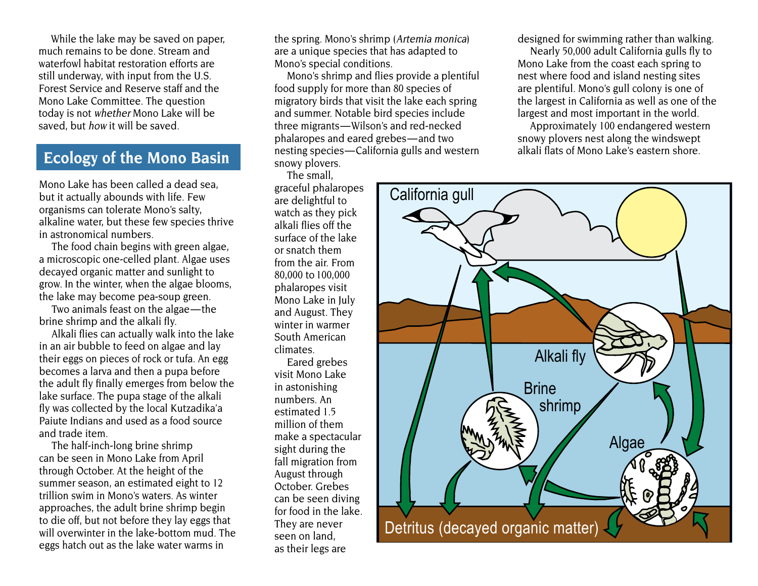While the lake may be saved on paper, much remains to be done. Stream and waterfowl habitat restoration efforts are still underway, with input from the U.S. Forest Service and Reserve staff and the Mono Lake Committee. The question today is not *whether* Mono Lake will be saved, but *how* it will be saved.

## Ecology of the Mono Basin

Mono Lake has been called a dead sea, but it actually abounds with life. Few organisms can tolerate Mono's salty, alkaline water, but these few species thrive in astronomical numbers.

The food chain begins with green algae, a microscopic one-celled plant. Algae uses decayed organic matter and sunlight to grow. In the winter, when the algae blooms, the lake may become pea-soup green.

Two animals feast on the algae—the brine shrimp and the alkali fly.

Alkali flies can actually walk into the lake in an air bubble to feed on algae and lay their eggs on pieces of rock or tufa. An egg becomes a larva and then a pupa before the adult fly finally emerges from below the lake surface. The pupa stage of the alkali fly was collected by the local Kutzadika'a Paiute Indians and used as a food source and trade item.

The half-inch-long brine shrimp can be seen in Mono Lake from April through October. At the height of the summer season, an estimated eight to 12 trillion swim in Mono's waters. As winter approaches, the adult brine shrimp begin to die off, but not before they lay eggs that will overwinter in the lake-bottom mud. The eggs hatch out as the lake water warms in the spring. Mono's shrimp (*Artemia monica*) are a unique species that has adapted to Mono's special conditions.

Mono's shrimp and flies provide a plentiful food supply for more than 80 species of migratory birds that visit the lake each spring and summer. Notable bird species include three migrants—Wilson's and red-necked phalaropes and eared grebes—and two nesting species—California gulls and western snowy plovers.

The small, graceful phalaropes are delightful to watch as they pick alkali flies off the surface of the lake or snatch them from the air. From 80,000 to 100,000 phalaropes visit Mono Lake in July and August. They winter in warmer South American climates.

Eared grebes visit Mono Lake in astonishing numbers. An estimated 1.5 million of them make a spectacular sight during the fall migration from August through October. Grebes can be seen diving for food in the lake. They are never seen on land, as their legs are designed for swimming rather than walking.

Nearly 50,000 adult California gulls fly to Mono Lake from the coast each spring to nest where food and island nesting sites are plentiful. Mono's gull colony is one of the largest in California as well as one of the largest and most important in the world.

Approximately 100 endangered western snowy plovers nest along the windswept alkali flats of Mono Lake's eastern shore.

California gull

Alkali fly

Brine shrimp

Algae

Detritus (decayed organic matter)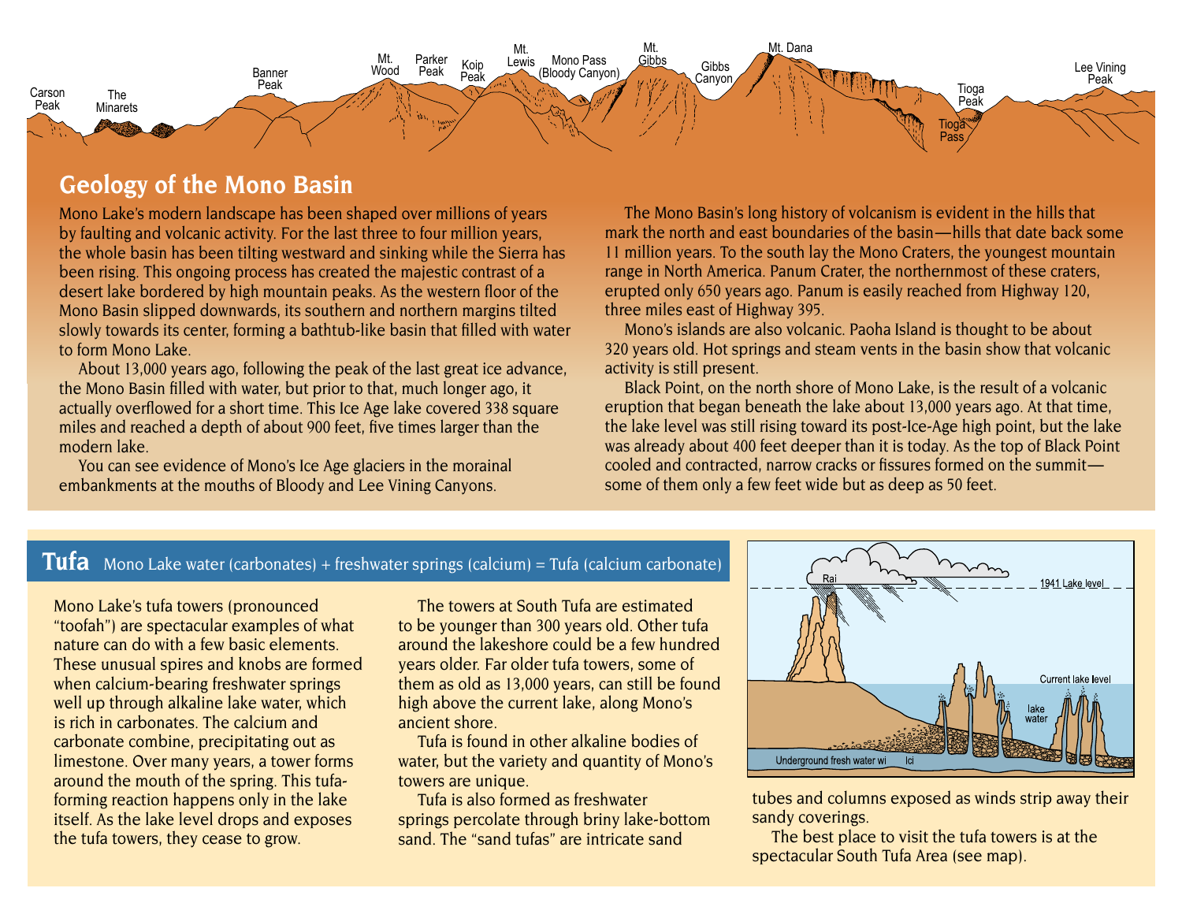## Geology of the Mono Basin

Mono Lake's modern landscape has been shaped over millions of years by faulting and volcanic activity. For the last three to four million years, the whole basin has been tilting westward and sinking while the Sierra has been rising. This ongoing process has created the majestic contrast of a desert lake bordered by high mountain peaks. As the western floor of the Mono Basin slipped downwards, its southern and northern margins tilted slowly towards its center, forming a bathtub-like basin that filled with water to form Mono Lake.

About 13,000 years ago, following the peak of the last great ice advance, the Mono Basin filled with water, but prior to that, much longer ago, it actually overflowed for a short time. This Ice Age lake covered 338 square miles and reached a depth of about 900 feet, five times larger than the modern lake.

You can see evidence of Mono's Ice Age glaciers in the morainal embankments at the mouths of Bloody and Lee Vining Canyons.

The Mono Basin's long history of volcanism is evident in the hills that mark the north and east boundaries of the basin—hills that date back some 11 million years. To the south lay the Mono Craters, the youngest mountain range in North America. Panum Crater, the northernmost of these craters, erupted only 650 years ago. Panum is easily reached from Highway 120, three miles east of Highway 395.

Mono's islands are also volcanic. Paoha Island is thought to be about 320 years old. Hot springs and steam vents in the basin show that volcanic activity is still present.

Black Point, on the north shore of Mono Lake, is the result of a volcanic eruption that began beneath the lake about 13,000 years ago. At that time, the lake level was still rising toward its post-Ice-Age high point, but the lake was already about 400 feet deeper than it is today. As the top of Black Point cooled and contracted, narrow cracks or fissures formed on the summit—some of them only a few feet wide but as deep as 50 feet.

## Tufa

Mono Lake water (carbonates) + freshwater springs (calcium) = Tufa (calcium carbonate)

Mono Lake's tufa towers (pronounced "toofah") are spectacular examples of what nature can do with a few basic elements. These unusual spires and knobs are formed when calcium-bearing freshwater springs well up through alkaline lake water, which is rich in carbonates. The calcium and carbonate combine, precipitating out as limestone. Over many years, a tower forms around the mouth of the spring. This tufa-forming reaction happens only in the lake itself. As the lake level drops and exposes the tufa towers, they cease to grow.

The towers at South Tufa are estimated to be younger than 300 years old. Other tufa around the lakeshore could be a few hundred years older. Far older tufa towers, some of them as old as 13,000 years, can still be found high above the current lake, along Mono's ancient shore.

Tufa is found in other alkaline bodies of water, but the variety and quantity of Mono's towers are unique.

Tufa is also formed as freshwater springs percolate through briny lake-bottom sand. The "sand tufas" are intricate sand tubes and columns exposed as winds strip away their sandy coverings.

The best place to visit the tufa towers is at the spectacular South Tufa Area (see map).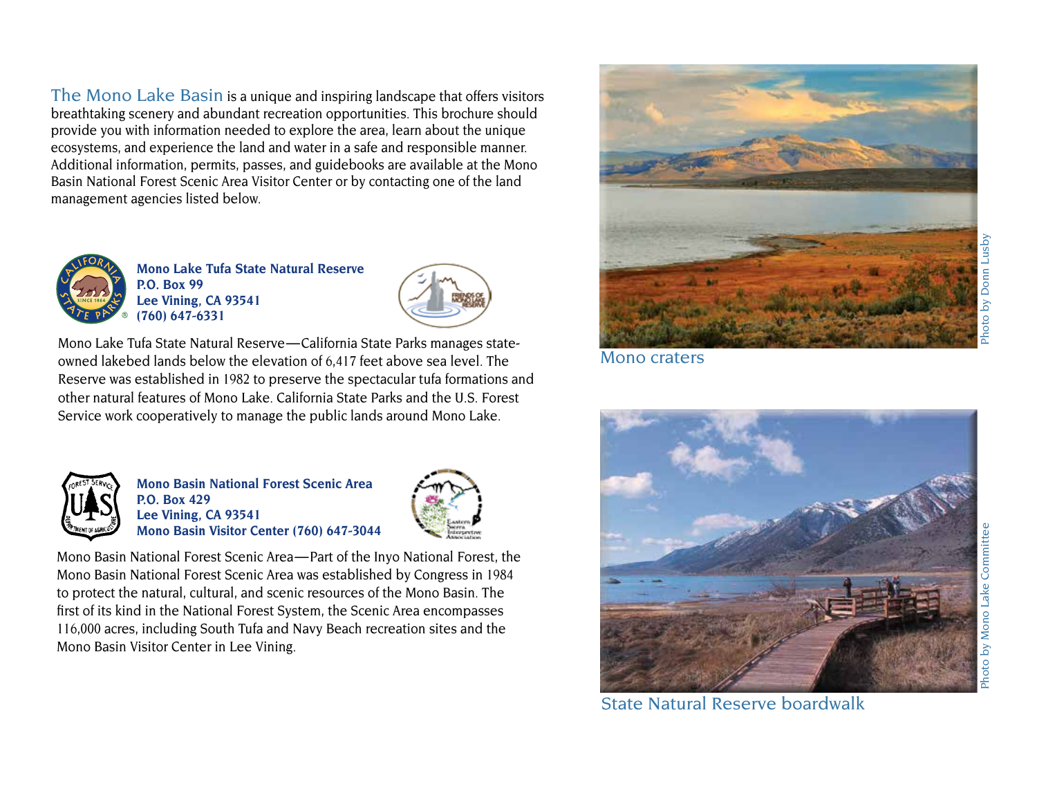**The Mono Lake Basin** is a unique and inspiring landscape that offers visitors breathtaking scenery and abundant recreation opportunities. This brochure should provide you with information needed to explore the area, learn about the unique ecosystems, and experience the land and water in a safe and responsible manner. Additional information, permits, passes, and guidebooks are available at the Mono Basin National Forest Scenic Area Visitor Center or by contacting one of the land management agencies listed below.

**Mono Lake Tufa State Natural Reserve**
**P.O. Box 99**
**Lee Vining, CA 93541**
**(760) 647-6331**

Mono Lake Tufa State Natural Reserve—California State Parks manages state-owned lakebed lands below the elevation of 6,417 feet above sea level. The Reserve was established in 1982 to preserve the spectacular tufa formations and other natural features of Mono Lake. California State Parks and the U.S. Forest Service work cooperatively to manage the public lands around Mono Lake.

**Mono Basin National Forest Scenic Area**
**P.O. Box 429**
**Lee Vining, CA 93541**
**Mono Basin Visitor Center (760) 647-3044**

Mono Basin National Forest Scenic Area—Part of the Inyo National Forest, the Mono Basin National Forest Scenic Area was established by Congress in 1984 to protect the natural, cultural, and scenic resources of the Mono Basin. The first of its kind in the National Forest System, the Scenic Area encompasses 116,000 acres, including South Tufa and Navy Beach recreation sites and the Mono Basin Visitor Center in Lee Vining.

Mono craters

Photo by Donn Lusby

State Natural Reserve boardwalk

Photo by Mono Lake Committee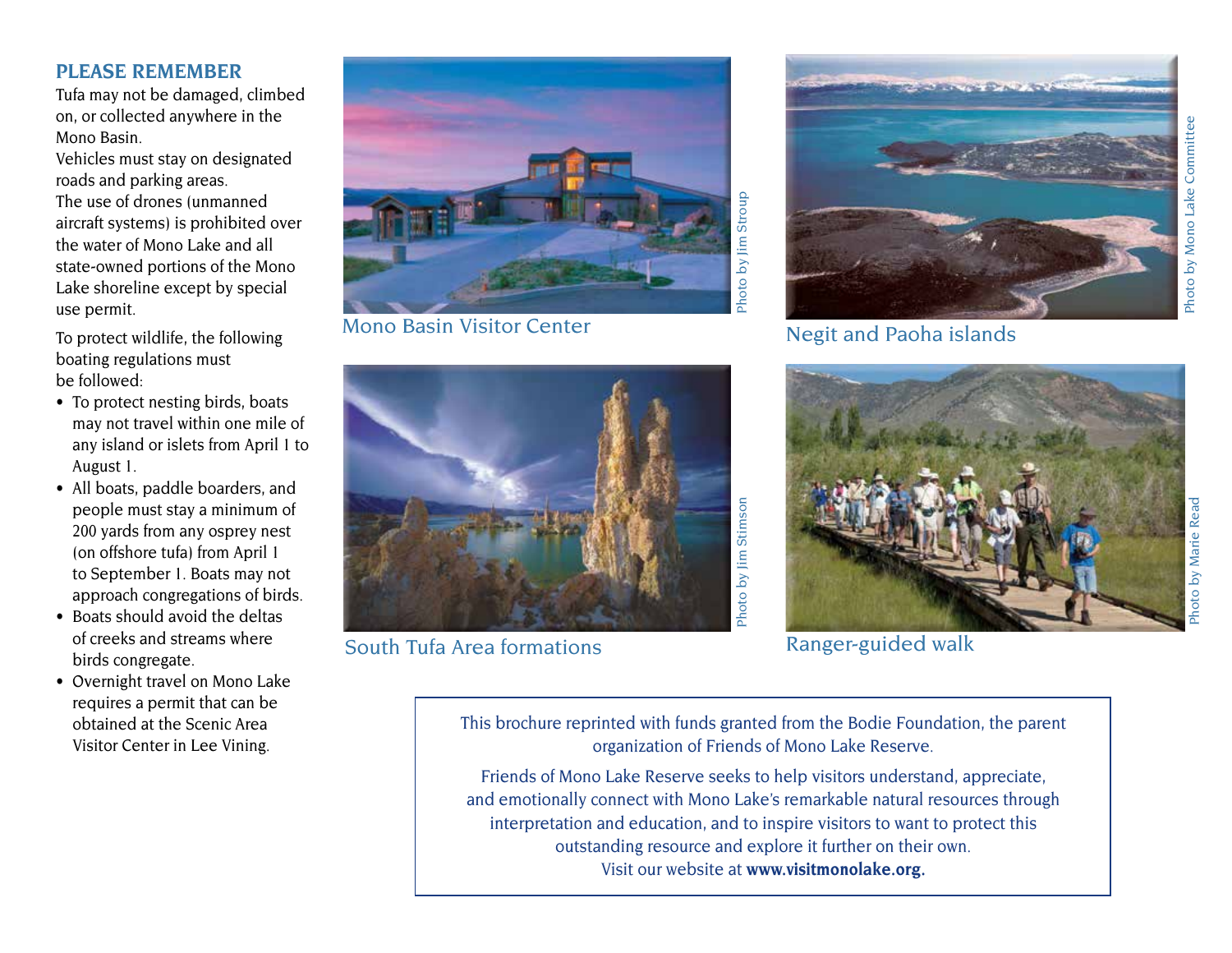## PLEASE REMEMBER

Tufa may not be damaged, climbed on, or collected anywhere in the Mono Basin.

Vehicles must stay on designated roads and parking areas.

The use of drones (unmanned aircraft systems) is prohibited over the water of Mono Lake and all state-owned portions of the Mono Lake shoreline except by special use permit.

To protect wildlife, the following boating regulations must be followed:

- To protect nesting birds, boats may not travel within one mile of any island or islets from April 1 to August 1.
- All boats, paddle boarders, and people must stay a minimum of 200 yards from any osprey nest (on offshore tufa) from April 1 to September 1. Boats may not approach congregations of birds.
- Boats should avoid the deltas of creeks and streams where birds congregate.
- Overnight travel on Mono Lake requires a permit that can be obtained at the Scenic Area Visitor Center in Lee Vining.

Mono Basin Visitor Center

Photo by Jim Stroup

Negit and Paoha islands

Photo by Mono Lake Committee

South Tufa Area formations

Photo by Jim Stimson

Ranger-guided walk

Photo by Marie Read

This brochure reprinted with funds granted from the Bodie Foundation, the parent organization of Friends of Mono Lake Reserve.

Friends of Mono Lake Reserve seeks to help visitors understand, appreciate, and emotionally connect with Mono Lake's remarkable natural resources through interpretation and education, and to inspire visitors to want to protect this outstanding resource and explore it further on their own.
Visit our website at **www.visitmonolake.org.**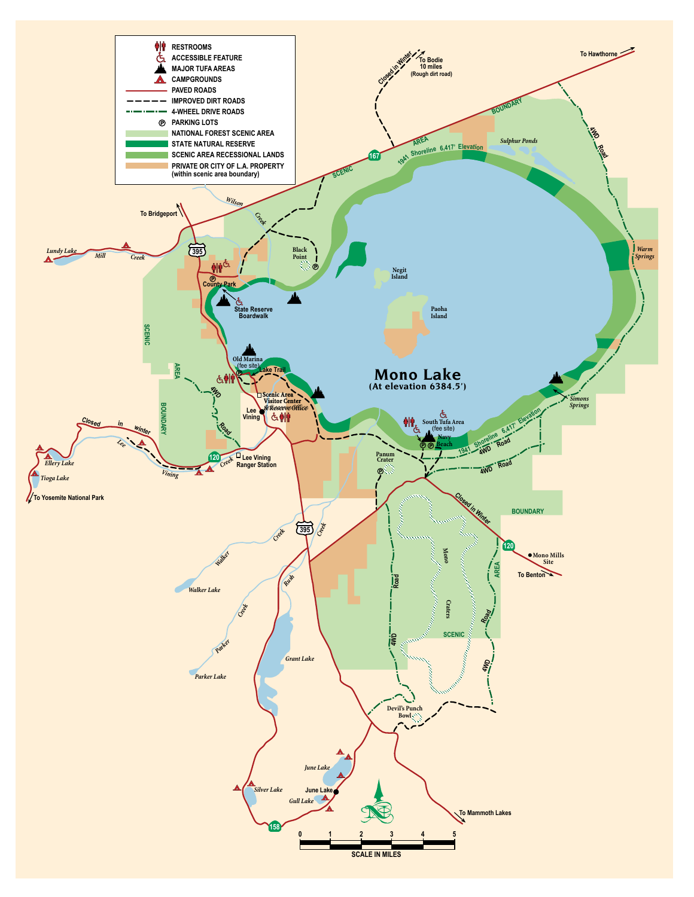RESTROOMS
ACCESSIBLE FEATURE
MAJOR TUFA AREAS
CAMPGROUNDS
PAVED ROADS
IMPROVED DIRT ROADS
4-WHEEL DRIVE ROADS
PARKING LOTS
NATIONAL FOREST SCENIC AREA
STATE NATURAL RESERVE
SCENIC AREA RECESSIONAL LANDS
PRIVATE OR CITY OF L.A. PROPERTY (within scenic area boundary)

Mono Lake
(At elevation 6384.5')

1941 Shoreline 6,417' Elevation

SCENIC AREA BOUNDARY

To Bodie 10 miles (Rough dirt road)
Closed in Winter
To Hawthorne
To Bridgeport
Lundy Lake
Mill Creek
Wilson Creek
Black Point
Negit Island
Paoha Island
Sulphur Ponds
Warm Springs
County Park
State Reserve Boardwalk
Old Marina (fee site)
Lake Trail
Scenic Area Visitor Center & Reserve Office
Lee Vining
Lee Vining Ranger Station
Lee Vining Creek
Closed in winter
Ellery Lake
Tioga Lake
To Yosemite National Park
Simons Springs
South Tufa Area (fee site)
Navy Beach
Panum Crater
4WD Road
Mono Craters
Mono Mills Site
To Benton
Walker Creek
Walker Lake
Rush Creek
Parker Creek
Parker Lake
Grant Lake
Devil's Punch Bowl
June Lake
Silver Lake
Gull Lake
To Mammoth Lakes

395
167
120
158

0 1 2 3 4 5
SCALE IN MILES